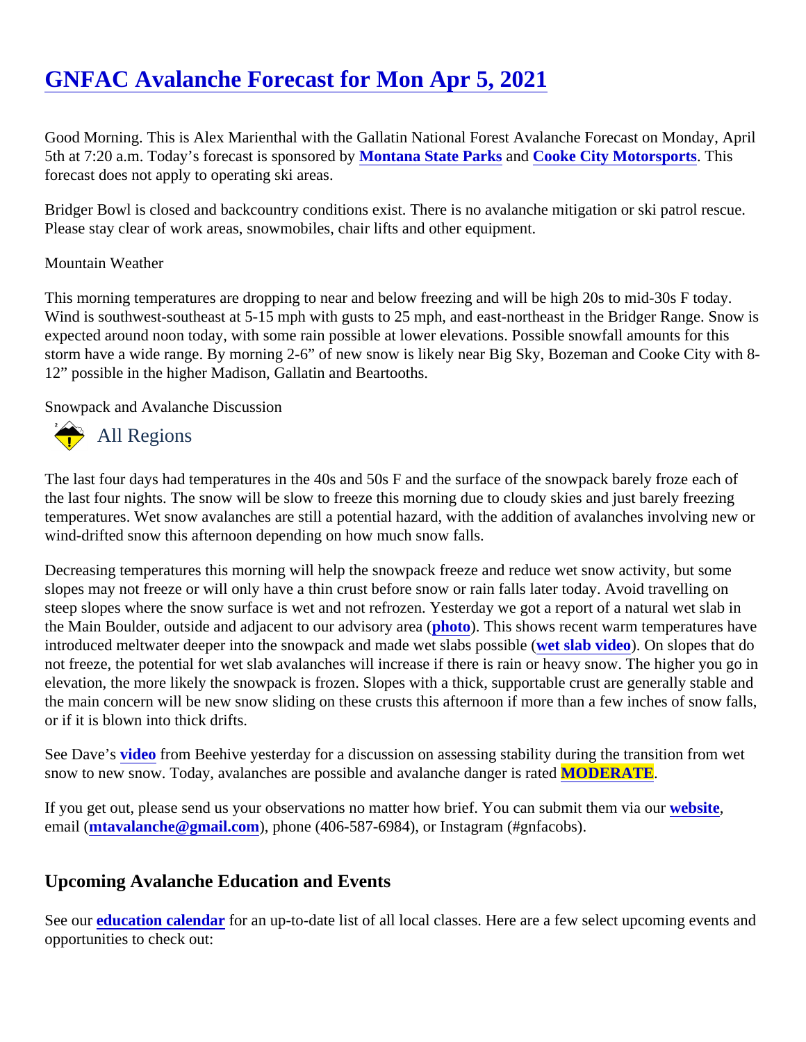# GNFAC Avalanche Forecast for Mon Apr 5, 2021

Good Morning. This is Alex Marienthal with the Gallatin National Forest Avalanche Forecast on Monday, April 5th at 7:20 a.m. Today's forecast is sponsored by **Montana State Parks** and **Cooke City Motorsports**. This forecast does not apply to operating ski areas.

Bridger Bowl is closed and backcountry conditions exist. There is no avalanche mitigation or ski patrol rescue. Please stay clear of work areas, snowmobiles, chair lifts and other equipment.

Mountain Weather

This morning temperatures are dropping to near and below freezing and will be high 20s to mid-30s F today. Wind is southwest-southeast at 5-15 mph with gusts to 25 mph, and east-northeast in the Bridger Range. Snow is expected around noon today, with some rain possible at lower elevations. Possible snowfall amounts for this storm have a wide range. By morning 2-6" of new snow is likely near Big Sky, Bozeman and Cooke City with 8-12" possible in the higher Madison, Gallatin and Beartooths.

Snowpack and Avalanche Discussion

## All Regions

The last four days had temperatures in the 40s and 50s F and the surface of the snowpack barely froze each of the last four nights. The snow will be slow to freeze this morning due to cloudy skies and just barely freezing temperatures. Wet snow avalanches are still a potential hazard, with the addition of avalanches involving new or wind-drifted snow this afternoon depending on how much snow falls.

Decreasing temperatures this morning will help the snowpack freeze and reduce wet snow activity, but some slopes may not freeze or will only have a thin crust before snow or rain falls later today. Avoid travelling on steep slopes where the snow surface is wet and not refrozen. Yesterday we got a report of a natural wet slab in the Main Boulder, outside and adjacent to our advisory area (**photo**). This shows recent warm temperatures have introduced meltwater deeper into the snowpack and made wet slabs possible (**wet slab video**). On slopes that do not freeze, the potential for wet slab avalanches will increase if there is rain or heavy snow. The higher you go in elevation, the more likely the snowpack is frozen. Slopes with a thick, supportable crust are generally stable and the main concern will be new snow sliding on these crusts this afternoon if more than a few inches of snow falls, or if it is blown into thick drifts.

See Dave's **video** from Beehive yesterday for a discussion on assessing stability during the transition from wet snow to new snow. Today, avalanches are possible and avalanche danger is rated **MODERATE**.

If you get out, please send us your observations no matter how brief. You can submit them via our **website**, email (**mtavalanche@gmail.com**), phone (406-587-6984), or Instagram (#gnfacobs).

## Upcoming Avalanche Education and Events

See our **education calendar** for an up-to-date list of all local classes. Here are a few select upcoming events and opportunities to check out: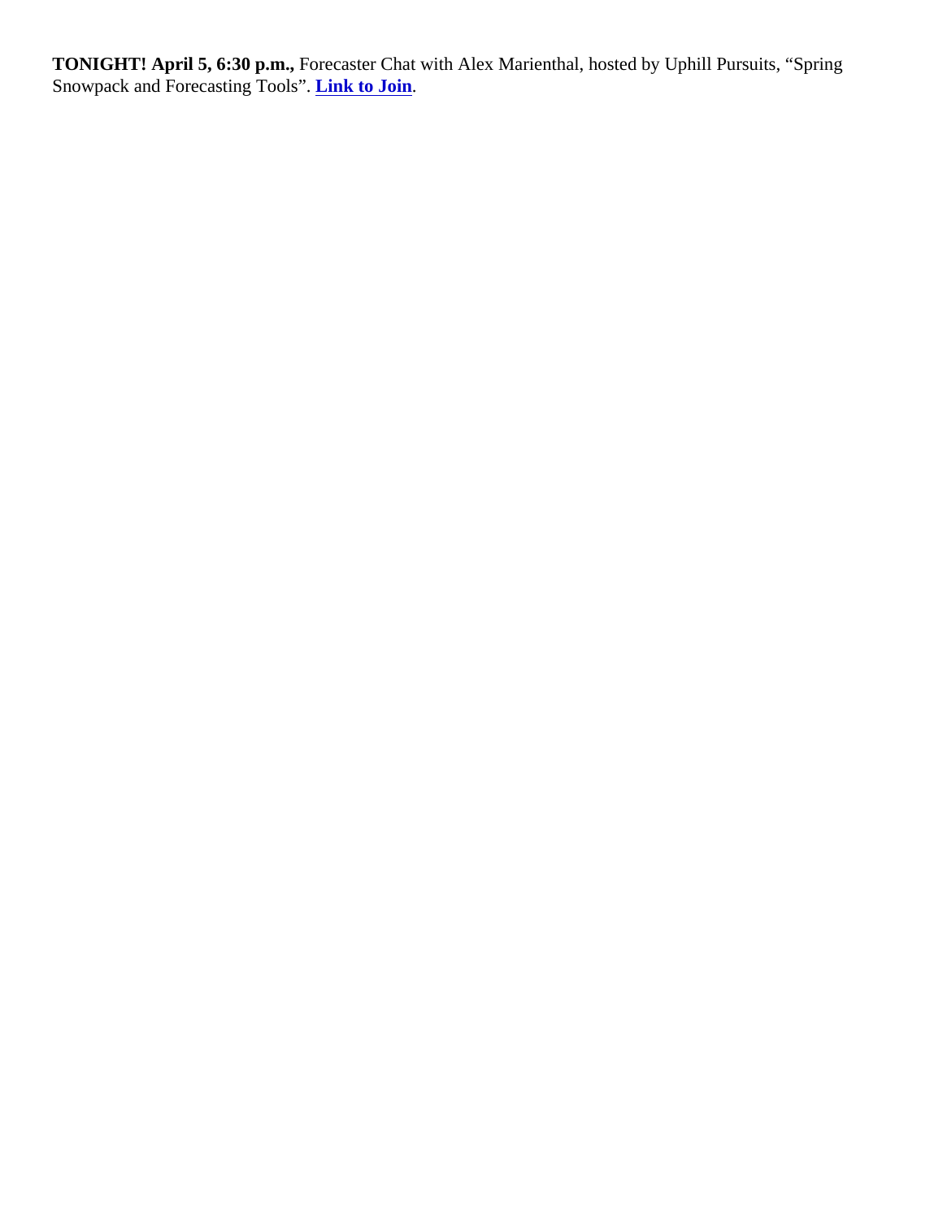**TONIGHT! April 5, 6:30 p.m.,** Forecaster Chat with Alex Marienthal, hosted by Uphill Pursuits, “Spring Snowpack and Forecasting Tools”. **Link to Join**.